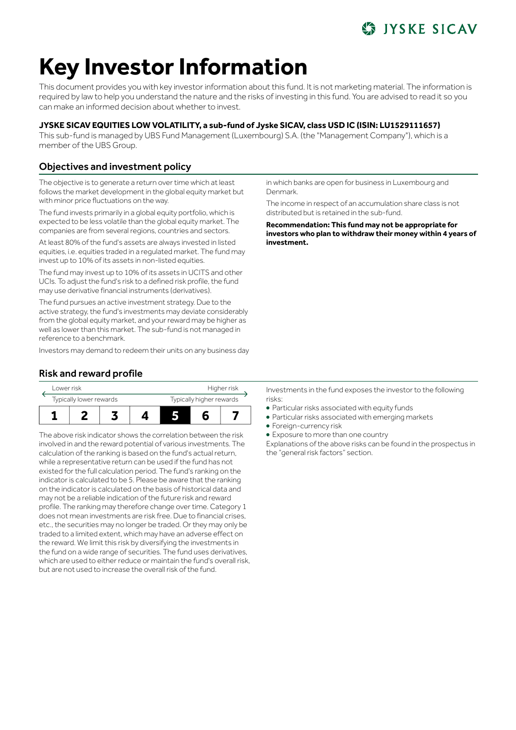JYSKE SICAV

# Key Investor Information

This document provides you with key investor information about this fund. It is not marketing material. The information is required by law to help you understand the nature and the risks of investing in this fund. You are advised to read it so you can make an informed decision about whether to invest.

**JYSKE SICAV EQUITIES LOW VOLATILITY, a sub-fund of Jyske SICAV, class USD IC (ISIN: LU1529111657)**

This sub-fund is managed by UBS Fund Management (Luxembourg) S.A. (the "Management Company"), which is a member of the UBS Group.

## Objectives and investment policy

The objective is to generate a return over time which at least follows the market development in the global equity market but with minor price fluctuations on the way.

The fund invests primarily in a global equity portfolio, which is expected to be less volatile than the global equity market. The companies are from several regions, countries and sectors.

At least 80% of the fund's assets are always invested in listed equities, i.e. equities traded in a regulated market. The fund may invest up to 10% of its assets in non-listed equities.

The fund may invest up to 10% of its assets in UCITS and other UCIs. To adjust the fund's risk to a defined risk profile, the fund may use derivative financial instruments (derivatives).

The fund pursues an active investment strategy. Due to the active strategy, the fund's investments may deviate considerably from the global equity market, and your reward may be higher as well as lower than this market. The sub-fund is not managed in reference to a benchmark.

Investors may demand to redeem their units on any business day in which banks are open for business in Luxembourg and Denmark.

The income in respect of an accumulation share class is not distributed but is retained in the sub-fund.

**Recommendation: This fund may not be appropriate for investors who plan to withdraw their money within 4 years of investment.**

## Risk and reward profile

| Lower risk | | | | | | Higher risk |
|---|---|---|---|---|---|---|
| Typically lower rewards | | | | | | Typically higher rewards |
| 1 | 2 | 3 | 4 | **5** | 6 | 7 |

The above risk indicator shows the correlation between the risk involved in and the reward potential of various investments. The calculation of the ranking is based on the fund's actual return, while a representative return can be used if the fund has not existed for the full calculation period. The fund's ranking on the indicator is calculated to be 5. Please be aware that the ranking on the indicator is calculated on the basis of historical data and may not be a reliable indication of the future risk and reward profile. The ranking may therefore change over time. Category 1 does not mean investments are risk free. Due to financial crises, etc., the securities may no longer be traded. Or they may only be traded to a limited extent, which may have an adverse effect on the reward. We limit this risk by diversifying the investments in the fund on a wide range of securities. The fund uses derivatives, which are used to either reduce or maintain the fund's overall risk, but are not used to increase the overall risk of the fund.

Investments in the fund exposes the investor to the following risks:

- Particular risks associated with equity funds
- Particular risks associated with emerging markets
- Foreign-currency risk
- Exposure to more than one country

Explanations of the above risks can be found in the prospectus in the "general risk factors" section.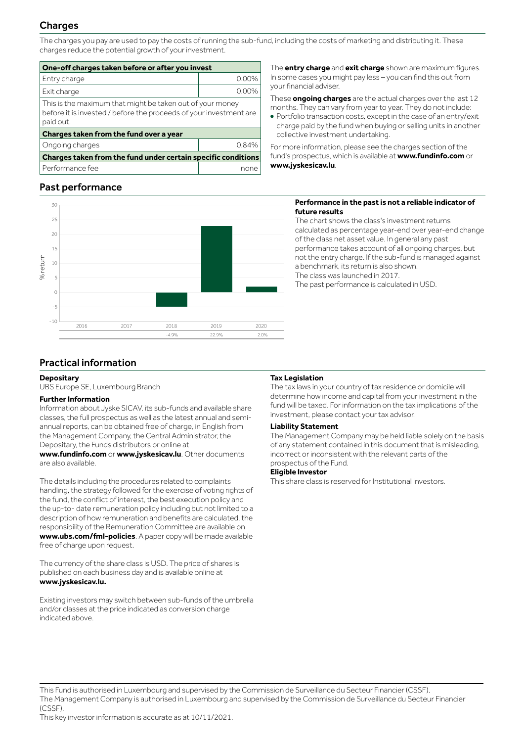## Charges

The charges you pay are used to pay the costs of running the sub-fund, including the costs of marketing and distributing it. These charges reduce the potential growth of your investment.

| One-off charges taken before or after you invest | |
|---|---|
| Entry charge | 0.00% |
| Exit charge | 0.00% |
| This is the maximum that might be taken out of your money before it is invested / before the proceeds of your investment are paid out. | |
| **Charges taken from the fund over a year** | |
| Ongoing charges | 0.84% |
| **Charges taken from the fund under certain specific conditions** | |
| Performance fee | none |

The **entry charge** and **exit charge** shown are maximum figures. In some cases you might pay less – you can find this out from your financial adviser.

These **ongoing charges** are the actual charges over the last 12 months. They can vary from year to year. They do not include:

- Portfolio transaction costs, except in the case of an entry/exit charge paid by the fund when buying or selling units in another collective investment undertaking.

For more information, please see the charges section of the fund's prospectus, which is available at **www.fundinfo.com** or **www.jyskesicav.lu**.

## Past performance

% return
30
25
20
15
10
5
0
-5
-10
2016 2017 2018 2019 2020
-4.9% 22.9% 2.0%

**Performance in the past is not a reliable indicator of future results**

The chart shows the class's investment returns calculated as percentage year-end over year-end change of the class net asset value. In general any past performance takes account of all ongoing charges, but not the entry charge. If the sub-fund is managed against a benchmark, its return is also shown.

The class was launched in 2017.

The past performance is calculated in USD.

## Practical information

**Depositary**

UBS Europe SE, Luxembourg Branch

**Further Information**

Information about Jyske SICAV, its sub-funds and available share classes, the full prospectus as well as the latest annual and semi-annual reports, can be obtained free of charge, in English from the Management Company, the Central Administrator, the Depositary, the Funds distributors or online at **www.fundinfo.com** or **www.jyskesicav.lu**. Other documents are also available.

The details including the procedures related to complaints handling, the strategy followed for the exercise of voting rights of the fund, the conflict of interest, the best execution policy and the up-to- date remuneration policy including but not limited to a description of how remuneration and benefits are calculated, the responsibility of the Remuneration Committee are available on **www.ubs.com/fml-policies**. A paper copy will be made available free of charge upon request.

The currency of the share class is USD. The price of shares is published on each business day and is available online at **www.jyskesicav.lu.**

Existing investors may switch between sub-funds of the umbrella and/or classes at the price indicated as conversion charge indicated above.

**Tax Legislation**

The tax laws in your country of tax residence or domicile will determine how income and capital from your investment in the fund will be taxed. For information on the tax implications of the investment, please contact your tax advisor.

**Liability Statement**

The Management Company may be held liable solely on the basis of any statement contained in this document that is misleading, incorrect or inconsistent with the relevant parts of the prospectus of the Fund.

**Eligible Investor**

This share class is reserved for Institutional Investors.

This Fund is authorised in Luxembourg and supervised by the Commission de Surveillance du Secteur Financier (CSSF).
The Management Company is authorised in Luxembourg and supervised by the Commission de Surveillance du Secteur Financier (CSSF).
This key investor information is accurate as at 10/11/2021.